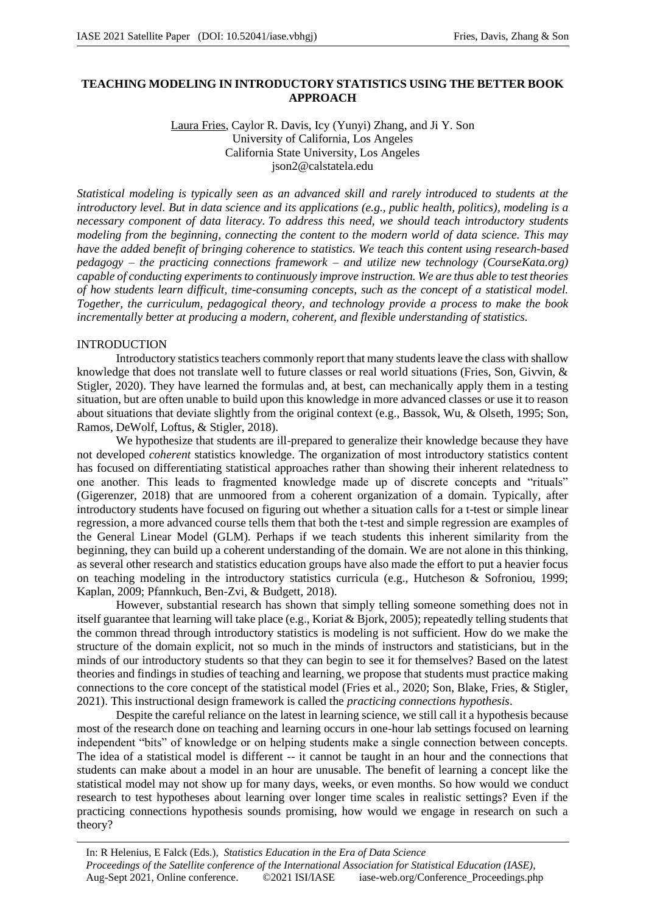# TEACHING MODELING IN INTRODUCTORY STATISTICS USING THE BETTER BOOK APPROACH

Laura Fries, Caylor R. Davis, Icy (Yunyi) Zhang, and Ji Y. Son
University of California, Los Angeles
California State University, Los Angeles
json2@calstatela.edu

*Statistical modeling is typically seen as an advanced skill and rarely introduced to students at the introductory level. But in data science and its applications (e.g., public health, politics), modeling is a necessary component of data literacy. To address this need, we should teach introductory students modeling from the beginning, connecting the content to the modern world of data science. This may have the added benefit of bringing coherence to statistics. We teach this content using research-based pedagogy – the practicing connections framework – and utilize new technology (CourseKata.org) capable of conducting experiments to continuously improve instruction. We are thus able to test theories of how students learn difficult, time-consuming concepts, such as the concept of a statistical model. Together, the curriculum, pedagogical theory, and technology provide a process to make the book incrementally better at producing a modern, coherent, and flexible understanding of statistics.*

## INTRODUCTION

Introductory statistics teachers commonly report that many students leave the class with shallow knowledge that does not translate well to future classes or real world situations (Fries, Son, Givvin, & Stigler, 2020). They have learned the formulas and, at best, can mechanically apply them in a testing situation, but are often unable to build upon this knowledge in more advanced classes or use it to reason about situations that deviate slightly from the original context (e.g., Bassok, Wu, & Olseth, 1995; Son, Ramos, DeWolf, Loftus, & Stigler, 2018).

We hypothesize that students are ill-prepared to generalize their knowledge because they have not developed *coherent* statistics knowledge. The organization of most introductory statistics content has focused on differentiating statistical approaches rather than showing their inherent relatedness to one another. This leads to fragmented knowledge made up of discrete concepts and "rituals" (Gigerenzer, 2018) that are unmoored from a coherent organization of a domain. Typically, after introductory students have focused on figuring out whether a situation calls for a t-test or simple linear regression, a more advanced course tells them that both the t-test and simple regression are examples of the General Linear Model (GLM). Perhaps if we teach students this inherent similarity from the beginning, they can build up a coherent understanding of the domain. We are not alone in this thinking, as several other research and statistics education groups have also made the effort to put a heavier focus on teaching modeling in the introductory statistics curricula (e.g., Hutcheson & Sofroniou, 1999; Kaplan, 2009; Pfannkuch, Ben-Zvi, & Budgett, 2018).

However, substantial research has shown that simply telling someone something does not in itself guarantee that learning will take place (e.g., Koriat & Bjork, 2005); repeatedly telling students that the common thread through introductory statistics is modeling is not sufficient. How do we make the structure of the domain explicit, not so much in the minds of instructors and statisticians, but in the minds of our introductory students so that they can begin to see it for themselves? Based on the latest theories and findings in studies of teaching and learning, we propose that students must practice making connections to the core concept of the statistical model (Fries et al., 2020; Son, Blake, Fries, & Stigler, 2021). This instructional design framework is called the *practicing connections hypothesis*.

Despite the careful reliance on the latest in learning science, we still call it a hypothesis because most of the research done on teaching and learning occurs in one-hour lab settings focused on learning independent "bits" of knowledge or on helping students make a single connection between concepts. The idea of a statistical model is different -- it cannot be taught in an hour and the connections that students can make about a model in an hour are unusable. The benefit of learning a concept like the statistical model may not show up for many days, weeks, or even months. So how would we conduct research to test hypotheses about learning over longer time scales in realistic settings? Even if the practicing connections hypothesis sounds promising, how would we engage in research on such a theory?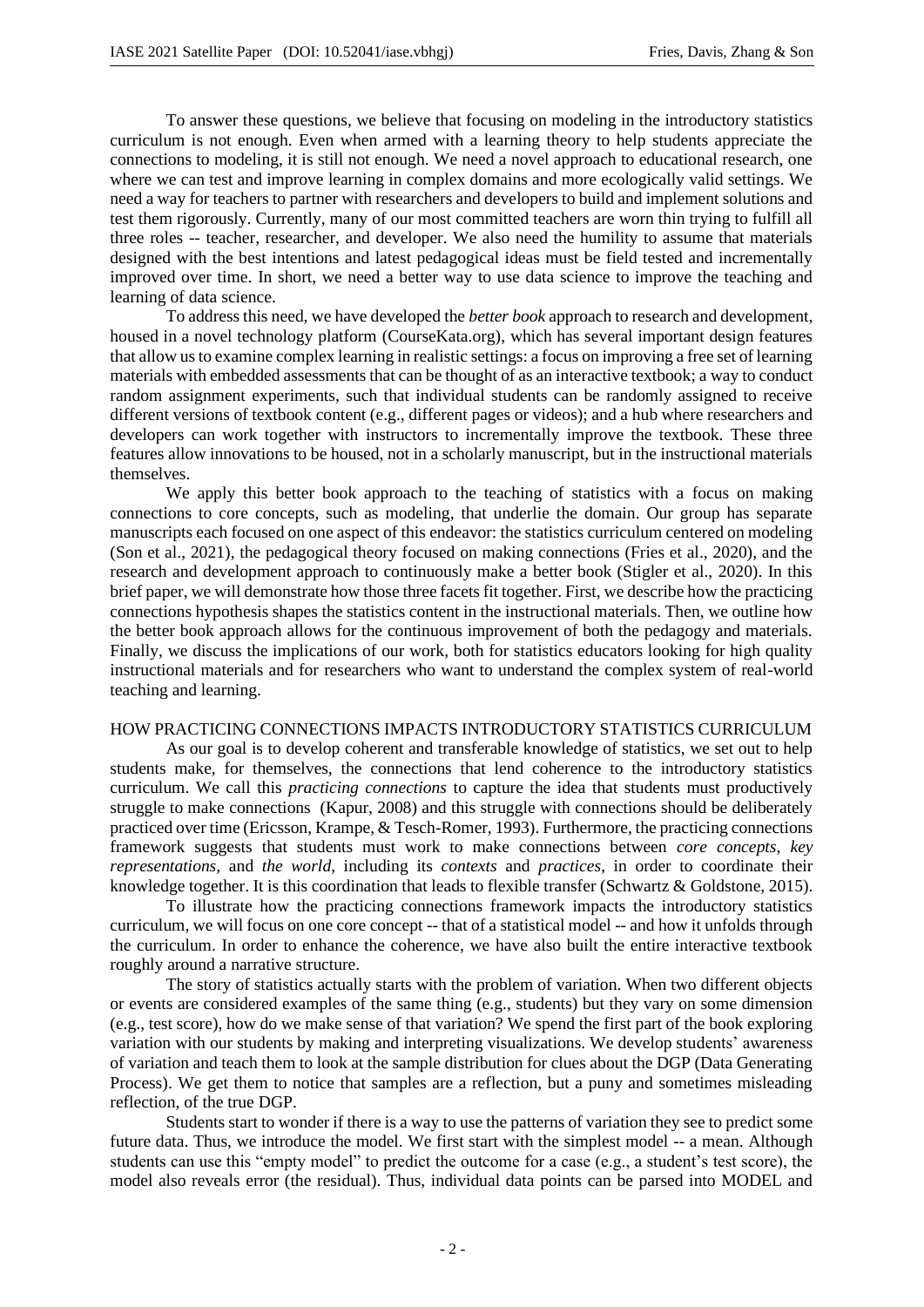To answer these questions, we believe that focusing on modeling in the introductory statistics curriculum is not enough. Even when armed with a learning theory to help students appreciate the connections to modeling, it is still not enough. We need a novel approach to educational research, one where we can test and improve learning in complex domains and more ecologically valid settings. We need a way for teachers to partner with researchers and developers to build and implement solutions and test them rigorously. Currently, many of our most committed teachers are worn thin trying to fulfill all three roles -- teacher, researcher, and developer. We also need the humility to assume that materials designed with the best intentions and latest pedagogical ideas must be field tested and incrementally improved over time. In short, we need a better way to use data science to improve the teaching and learning of data science.

To address this need, we have developed the *better book* approach to research and development, housed in a novel technology platform (CourseKata.org), which has several important design features that allow us to examine complex learning in realistic settings: a focus on improving a free set of learning materials with embedded assessments that can be thought of as an interactive textbook; a way to conduct random assignment experiments, such that individual students can be randomly assigned to receive different versions of textbook content (e.g., different pages or videos); and a hub where researchers and developers can work together with instructors to incrementally improve the textbook. These three features allow innovations to be housed, not in a scholarly manuscript, but in the instructional materials themselves.

We apply this better book approach to the teaching of statistics with a focus on making connections to core concepts, such as modeling, that underlie the domain. Our group has separate manuscripts each focused on one aspect of this endeavor: the statistics curriculum centered on modeling (Son et al., 2021), the pedagogical theory focused on making connections (Fries et al., 2020), and the research and development approach to continuously make a better book (Stigler et al., 2020). In this brief paper, we will demonstrate how those three facets fit together. First, we describe how the practicing connections hypothesis shapes the statistics content in the instructional materials. Then, we outline how the better book approach allows for the continuous improvement of both the pedagogy and materials. Finally, we discuss the implications of our work, both for statistics educators looking for high quality instructional materials and for researchers who want to understand the complex system of real-world teaching and learning.

## HOW PRACTICING CONNECTIONS IMPACTS INTRODUCTORY STATISTICS CURRICULUM

As our goal is to develop coherent and transferable knowledge of statistics, we set out to help students make, for themselves, the connections that lend coherence to the introductory statistics curriculum. We call this *practicing connections* to capture the idea that students must productively struggle to make connections (Kapur, 2008) and this struggle with connections should be deliberately practiced over time (Ericsson, Krampe, & Tesch-Romer, 1993). Furthermore, the practicing connections framework suggests that students must work to make connections between *core concepts*, *key representations*, and *the world*, including its *contexts* and *practices*, in order to coordinate their knowledge together. It is this coordination that leads to flexible transfer (Schwartz & Goldstone, 2015).

To illustrate how the practicing connections framework impacts the introductory statistics curriculum, we will focus on one core concept -- that of a statistical model -- and how it unfolds through the curriculum. In order to enhance the coherence, we have also built the entire interactive textbook roughly around a narrative structure.

The story of statistics actually starts with the problem of variation. When two different objects or events are considered examples of the same thing (e.g., students) but they vary on some dimension (e.g., test score), how do we make sense of that variation? We spend the first part of the book exploring variation with our students by making and interpreting visualizations. We develop students' awareness of variation and teach them to look at the sample distribution for clues about the DGP (Data Generating Process). We get them to notice that samples are a reflection, but a puny and sometimes misleading reflection, of the true DGP.

Students start to wonder if there is a way to use the patterns of variation they see to predict some future data. Thus, we introduce the model. We first start with the simplest model -- a mean. Although students can use this "empty model" to predict the outcome for a case (e.g., a student's test score), the model also reveals error (the residual). Thus, individual data points can be parsed into MODEL and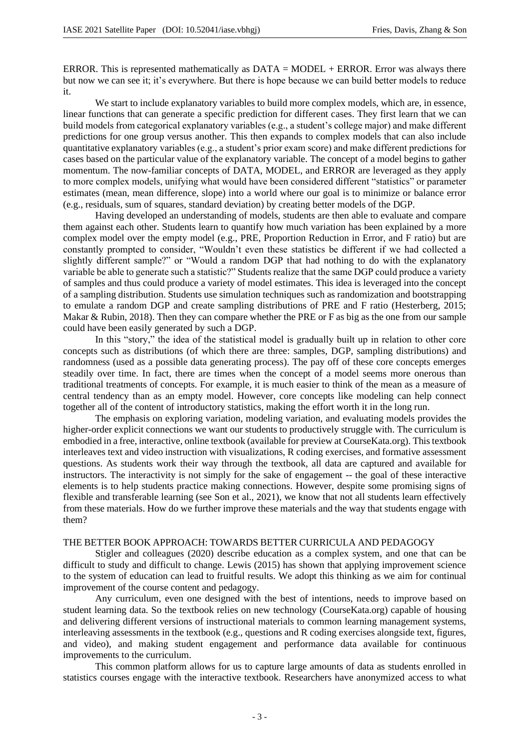ERROR. This is represented mathematically as DATA = MODEL + ERROR. Error was always there but now we can see it; it's everywhere. But there is hope because we can build better models to reduce it.

We start to include explanatory variables to build more complex models, which are, in essence, linear functions that can generate a specific prediction for different cases. They first learn that we can build models from categorical explanatory variables (e.g., a student's college major) and make different predictions for one group versus another. This then expands to complex models that can also include quantitative explanatory variables (e.g., a student's prior exam score) and make different predictions for cases based on the particular value of the explanatory variable. The concept of a model begins to gather momentum. The now-familiar concepts of DATA, MODEL, and ERROR are leveraged as they apply to more complex models, unifying what would have been considered different "statistics" or parameter estimates (mean, mean difference, slope) into a world where our goal is to minimize or balance error (e.g., residuals, sum of squares, standard deviation) by creating better models of the DGP.

Having developed an understanding of models, students are then able to evaluate and compare them against each other. Students learn to quantify how much variation has been explained by a more complex model over the empty model (e.g., PRE, Proportion Reduction in Error, and F ratio) but are constantly prompted to consider, "Wouldn't even these statistics be different if we had collected a slightly different sample?" or "Would a random DGP that had nothing to do with the explanatory variable be able to generate such a statistic?" Students realize that the same DGP could produce a variety of samples and thus could produce a variety of model estimates. This idea is leveraged into the concept of a sampling distribution. Students use simulation techniques such as randomization and bootstrapping to emulate a random DGP and create sampling distributions of PRE and F ratio (Hesterberg, 2015; Makar & Rubin, 2018). Then they can compare whether the PRE or F as big as the one from our sample could have been easily generated by such a DGP.

In this "story," the idea of the statistical model is gradually built up in relation to other core concepts such as distributions (of which there are three: samples, DGP, sampling distributions) and randomness (used as a possible data generating process). The pay off of these core concepts emerges steadily over time. In fact, there are times when the concept of a model seems more onerous than traditional treatments of concepts. For example, it is much easier to think of the mean as a measure of central tendency than as an empty model. However, core concepts like modeling can help connect together all of the content of introductory statistics, making the effort worth it in the long run.

The emphasis on exploring variation, modeling variation, and evaluating models provides the higher-order explicit connections we want our students to productively struggle with. The curriculum is embodied in a free, interactive, online textbook (available for preview at CourseKata.org). This textbook interleaves text and video instruction with visualizations, R coding exercises, and formative assessment questions. As students work their way through the textbook, all data are captured and available for instructors. The interactivity is not simply for the sake of engagement -- the goal of these interactive elements is to help students practice making connections. However, despite some promising signs of flexible and transferable learning (see Son et al., 2021), we know that not all students learn effectively from these materials. How do we further improve these materials and the way that students engage with them?

## THE BETTER BOOK APPROACH: TOWARDS BETTER CURRICULA AND PEDAGOGY

Stigler and colleagues (2020) describe education as a complex system, and one that can be difficult to study and difficult to change. Lewis (2015) has shown that applying improvement science to the system of education can lead to fruitful results. We adopt this thinking as we aim for continual improvement of the course content and pedagogy.

Any curriculum, even one designed with the best of intentions, needs to improve based on student learning data. So the textbook relies on new technology (CourseKata.org) capable of housing and delivering different versions of instructional materials to common learning management systems, interleaving assessments in the textbook (e.g., questions and R coding exercises alongside text, figures, and video), and making student engagement and performance data available for continuous improvements to the curriculum.

This common platform allows for us to capture large amounts of data as students enrolled in statistics courses engage with the interactive textbook. Researchers have anonymized access to what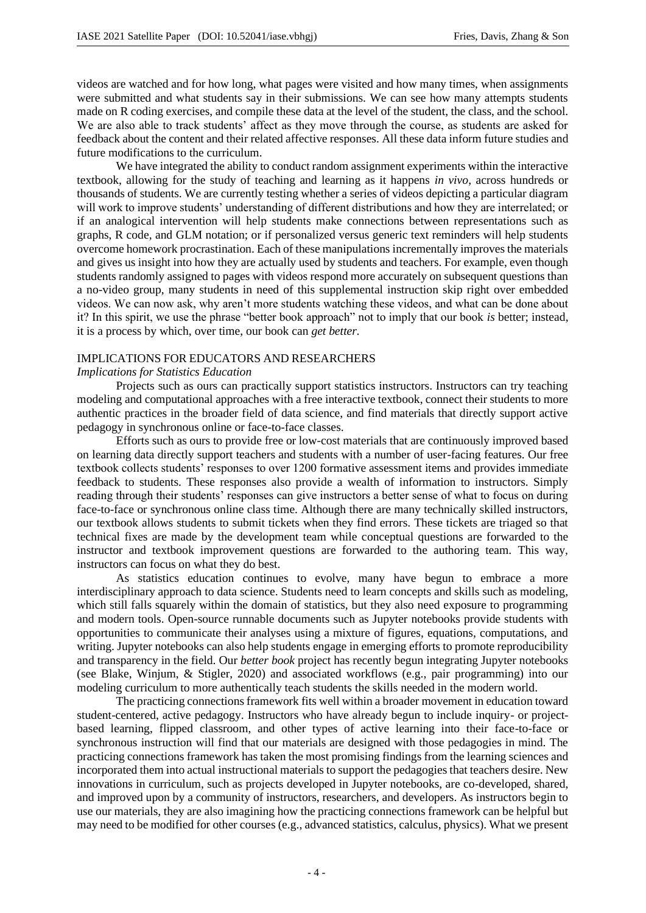videos are watched and for how long, what pages were visited and how many times, when assignments were submitted and what students say in their submissions. We can see how many attempts students made on R coding exercises, and compile these data at the level of the student, the class, and the school. We are also able to track students' affect as they move through the course, as students are asked for feedback about the content and their related affective responses. All these data inform future studies and future modifications to the curriculum.

We have integrated the ability to conduct random assignment experiments within the interactive textbook, allowing for the study of teaching and learning as it happens *in vivo*, across hundreds or thousands of students. We are currently testing whether a series of videos depicting a particular diagram will work to improve students' understanding of different distributions and how they are interrelated; or if an analogical intervention will help students make connections between representations such as graphs, R code, and GLM notation; or if personalized versus generic text reminders will help students overcome homework procrastination. Each of these manipulations incrementally improves the materials and gives us insight into how they are actually used by students and teachers. For example, even though students randomly assigned to pages with videos respond more accurately on subsequent questions than a no-video group, many students in need of this supplemental instruction skip right over embedded videos. We can now ask, why aren't more students watching these videos, and what can be done about it? In this spirit, we use the phrase "better book approach" not to imply that our book *is* better; instead, it is a process by which, over time, our book can *get better*.

## IMPLICATIONS FOR EDUCATORS AND RESEARCHERS

### *Implications for Statistics Education*

Projects such as ours can practically support statistics instructors. Instructors can try teaching modeling and computational approaches with a free interactive textbook, connect their students to more authentic practices in the broader field of data science, and find materials that directly support active pedagogy in synchronous online or face-to-face classes.

Efforts such as ours to provide free or low-cost materials that are continuously improved based on learning data directly support teachers and students with a number of user-facing features. Our free textbook collects students' responses to over 1200 formative assessment items and provides immediate feedback to students. These responses also provide a wealth of information to instructors. Simply reading through their students' responses can give instructors a better sense of what to focus on during face-to-face or synchronous online class time. Although there are many technically skilled instructors, our textbook allows students to submit tickets when they find errors. These tickets are triaged so that technical fixes are made by the development team while conceptual questions are forwarded to the instructor and textbook improvement questions are forwarded to the authoring team. This way, instructors can focus on what they do best.

As statistics education continues to evolve, many have begun to embrace a more interdisciplinary approach to data science. Students need to learn concepts and skills such as modeling, which still falls squarely within the domain of statistics, but they also need exposure to programming and modern tools. Open-source runnable documents such as Jupyter notebooks provide students with opportunities to communicate their analyses using a mixture of figures, equations, computations, and writing. Jupyter notebooks can also help students engage in emerging efforts to promote reproducibility and transparency in the field. Our *better book* project has recently begun integrating Jupyter notebooks (see Blake, Winjum, & Stigler, 2020) and associated workflows (e.g., pair programming) into our modeling curriculum to more authentically teach students the skills needed in the modern world.

The practicing connections framework fits well within a broader movement in education toward student-centered, active pedagogy. Instructors who have already begun to include inquiry- or project-based learning, flipped classroom, and other types of active learning into their face-to-face or synchronous instruction will find that our materials are designed with those pedagogies in mind. The practicing connections framework has taken the most promising findings from the learning sciences and incorporated them into actual instructional materials to support the pedagogies that teachers desire. New innovations in curriculum, such as projects developed in Jupyter notebooks, are co-developed, shared, and improved upon by a community of instructors, researchers, and developers. As instructors begin to use our materials, they are also imagining how the practicing connections framework can be helpful but may need to be modified for other courses (e.g., advanced statistics, calculus, physics). What we present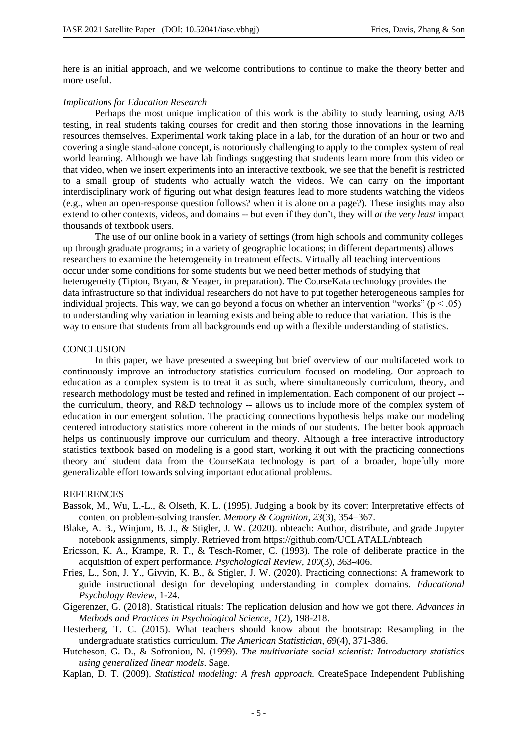here is an initial approach, and we welcome contributions to continue to make the theory better and more useful.

*Implications for Education Research*

Perhaps the most unique implication of this work is the ability to study learning, using A/B testing, in real students taking courses for credit and then storing those innovations in the learning resources themselves. Experimental work taking place in a lab, for the duration of an hour or two and covering a single stand-alone concept, is notoriously challenging to apply to the complex system of real world learning. Although we have lab findings suggesting that students learn more from this video or that video, when we insert experiments into an interactive textbook, we see that the benefit is restricted to a small group of students who actually watch the videos. We can carry on the important interdisciplinary work of figuring out what design features lead to more students watching the videos (e.g., when an open-response question follows? when it is alone on a page?). These insights may also extend to other contexts, videos, and domains -- but even if they don't, they will *at the very least* impact thousands of textbook users.

The use of our online book in a variety of settings (from high schools and community colleges up through graduate programs; in a variety of geographic locations; in different departments) allows researchers to examine the heterogeneity in treatment effects. Virtually all teaching interventions occur under some conditions for some students but we need better methods of studying that heterogeneity (Tipton, Bryan, & Yeager, in preparation). The CourseKata technology provides the data infrastructure so that individual researchers do not have to put together heterogeneous samples for individual projects. This way, we can go beyond a focus on whether an intervention "works" ($p < .05$) to understanding why variation in learning exists and being able to reduce that variation. This is the way to ensure that students from all backgrounds end up with a flexible understanding of statistics.

## CONCLUSION

In this paper, we have presented a sweeping but brief overview of our multifaceted work to continuously improve an introductory statistics curriculum focused on modeling. Our approach to education as a complex system is to treat it as such, where simultaneously curriculum, theory, and research methodology must be tested and refined in implementation. Each component of our project -- the curriculum, theory, and R&D technology -- allows us to include more of the complex system of education in our emergent solution. The practicing connections hypothesis helps make our modeling centered introductory statistics more coherent in the minds of our students. The better book approach helps us continuously improve our curriculum and theory. Although a free interactive introductory statistics textbook based on modeling is a good start, working it out with the practicing connections theory and student data from the CourseKata technology is part of a broader, hopefully more generalizable effort towards solving important educational problems.

## REFERENCES

Bassok, M., Wu, L.-L., & Olseth, K. L. (1995). Judging a book by its cover: Interpretative effects of content on problem-solving transfer. *Memory & Cognition, 23*(3), 354–367.

Blake, A. B., Winjum, B. J., & Stigler, J. W. (2020). nbteach: Author, distribute, and grade Jupyter notebook assignments, simply. Retrieved from https://github.com/UCLATALL/nbteach

Ericsson, K. A., Krampe, R. T., & Tesch-Romer, C. (1993). The role of deliberate practice in the acquisition of expert performance. *Psychological Review, 100*(3), 363-406.

Fries, L., Son, J. Y., Givvin, K. B., & Stigler, J. W. (2020). Practicing connections: A framework to guide instructional design for developing understanding in complex domains. *Educational Psychology Review*, 1-24.

Gigerenzer, G. (2018). Statistical rituals: The replication delusion and how we got there. *Advances in Methods and Practices in Psychological Science*, *1*(2), 198-218.

Hesterberg, T. C. (2015). What teachers should know about the bootstrap: Resampling in the undergraduate statistics curriculum. *The American Statistician*, *69*(4), 371-386.

Hutcheson, G. D., & Sofroniou, N. (1999). *The multivariate social scientist: Introductory statistics using generalized linear models*. Sage.

Kaplan, D. T. (2009). *Statistical modeling: A fresh approach.* CreateSpace Independent Publishing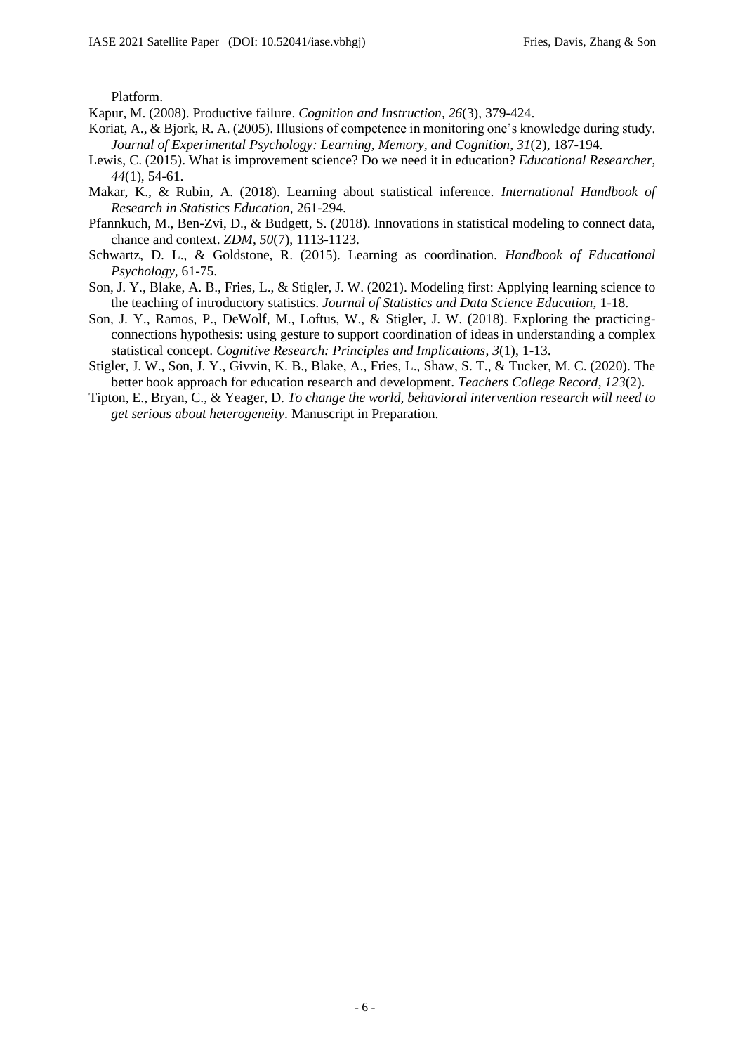Platform.

Kapur, M. (2008). Productive failure. *Cognition and Instruction*, *26*(3), 379-424.

Koriat, A., & Bjork, R. A. (2005). Illusions of competence in monitoring one's knowledge during study. *Journal of Experimental Psychology: Learning, Memory, and Cognition, 31*(2), 187-194.

Lewis, C. (2015). What is improvement science? Do we need it in education? *Educational Researcher*, *44*(1), 54-61.

Makar, K., & Rubin, A. (2018). Learning about statistical inference. *International Handbook of Research in Statistics Education*, 261-294.

Pfannkuch, M., Ben-Zvi, D., & Budgett, S. (2018). Innovations in statistical modeling to connect data, chance and context. *ZDM*, *50*(7), 1113-1123.

Schwartz, D. L., & Goldstone, R. (2015). Learning as coordination. *Handbook of Educational Psychology*, 61-75.

Son, J. Y., Blake, A. B., Fries, L., & Stigler, J. W. (2021). Modeling first: Applying learning science to the teaching of introductory statistics. *Journal of Statistics and Data Science Education,* 1-18.

Son, J. Y., Ramos, P., DeWolf, M., Loftus, W., & Stigler, J. W. (2018). Exploring the practicing-connections hypothesis: using gesture to support coordination of ideas in understanding a complex statistical concept. *Cognitive Research: Principles and Implications*, *3*(1), 1-13.

Stigler, J. W., Son, J. Y., Givvin, K. B., Blake, A., Fries, L., Shaw, S. T., & Tucker, M. C. (2020). The better book approach for education research and development. *Teachers College Record*, *123*(2).

Tipton, E., Bryan, C., & Yeager, D. *To change the world, behavioral intervention research will need to get serious about heterogeneity*. Manuscript in Preparation.